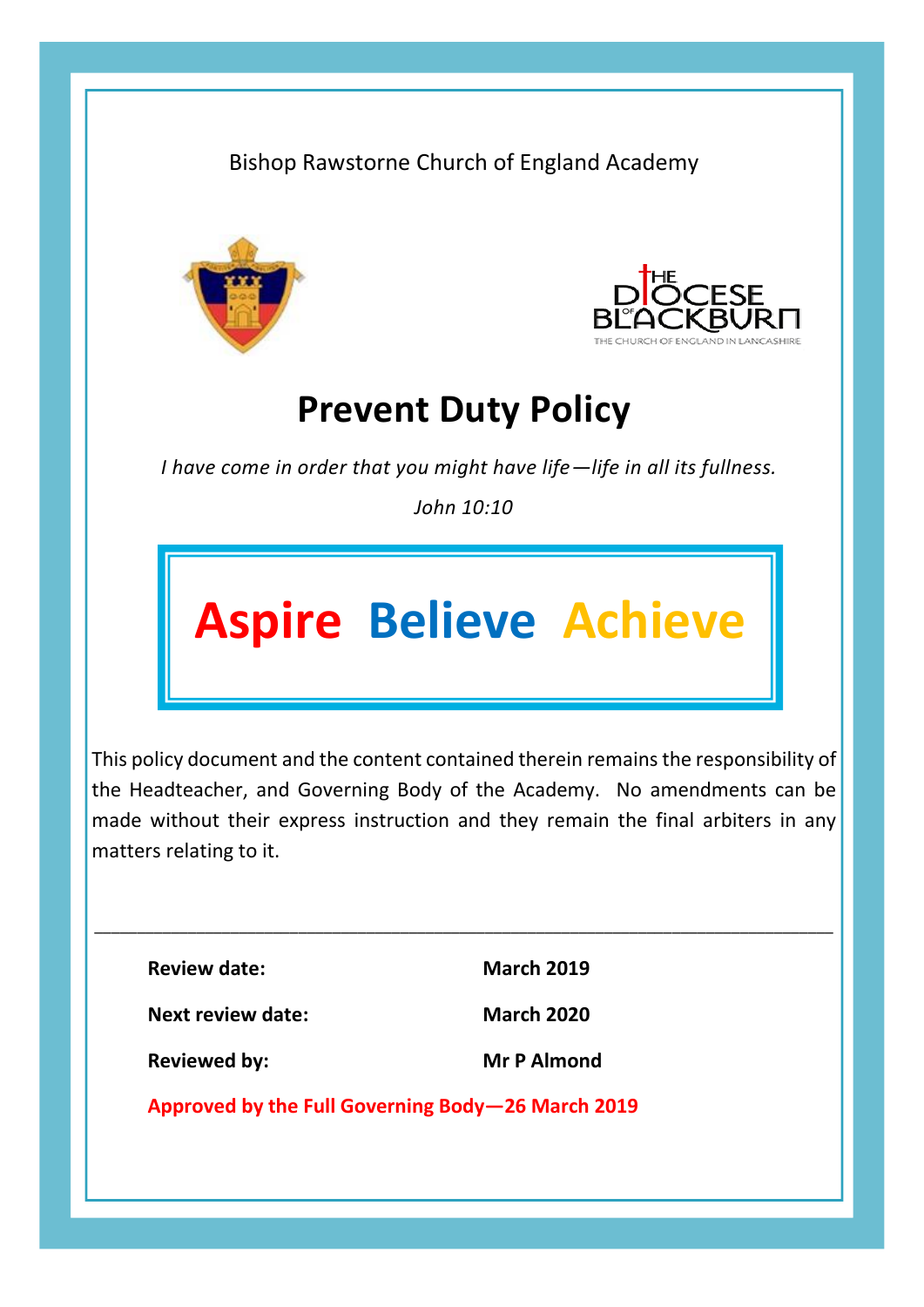Bishop Rawstorne Church of England Academy

# Prevent Duty Policy

*I have come in order that you might have life—life in all its fullness.*

*John 10:10*

**Aspire Believe Achieve**

This policy document and the content contained therein remains the responsibility of the Headteacher, and Governing Body of the Academy. No amendments can be made without their express instruction and they remain the final arbiters in any matters relating to it.

---

| | |
|---|---|
| **Review date:** | **March 2019** |
| **Next review date:** | **March 2020** |
| **Reviewed by:** | **Mr P Almond** |

**Approved by the Full Governing Body—26 March 2019**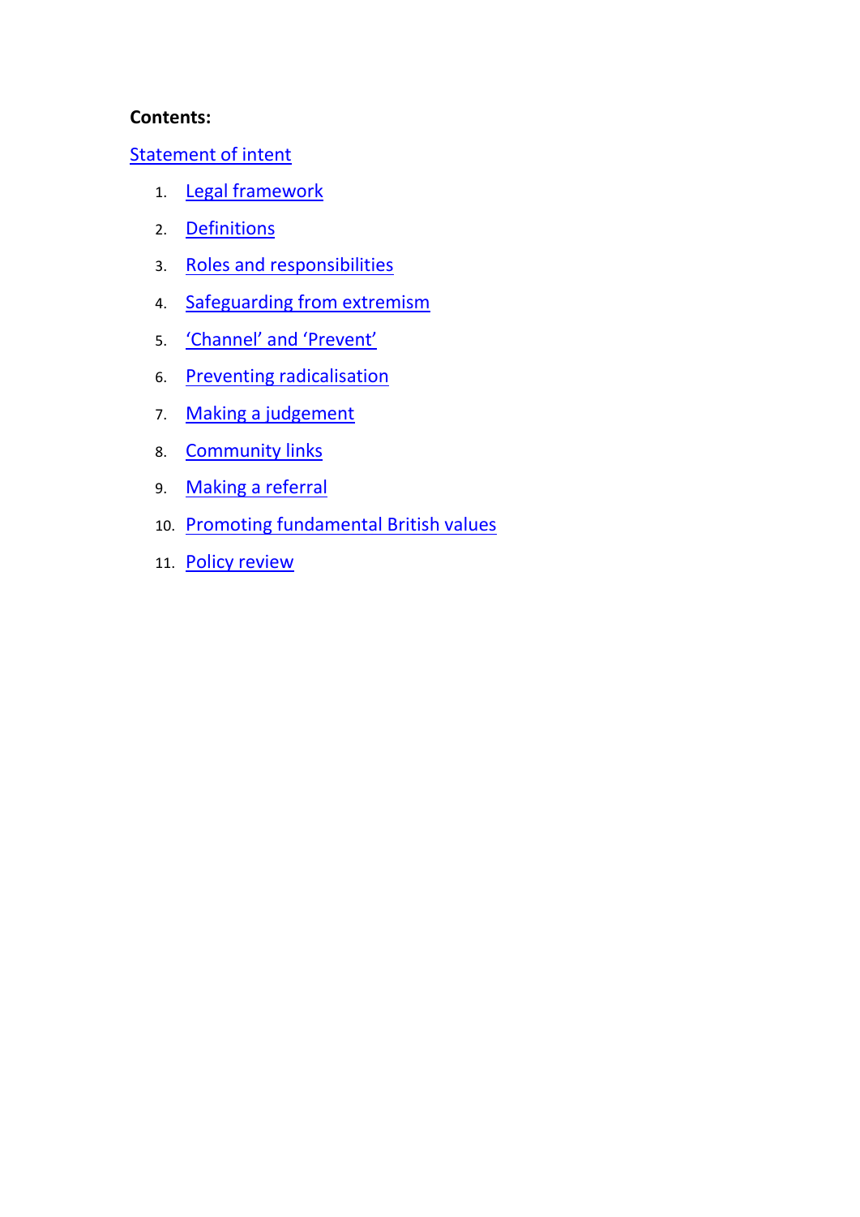**Contents:**

Statement of intent

1. Legal framework
2. Definitions
3. Roles and responsibilities
4. Safeguarding from extremism
5. 'Channel' and 'Prevent'
6. Preventing radicalisation
7. Making a judgement
8. Community links
9. Making a referral
10. Promoting fundamental British values
11. Policy review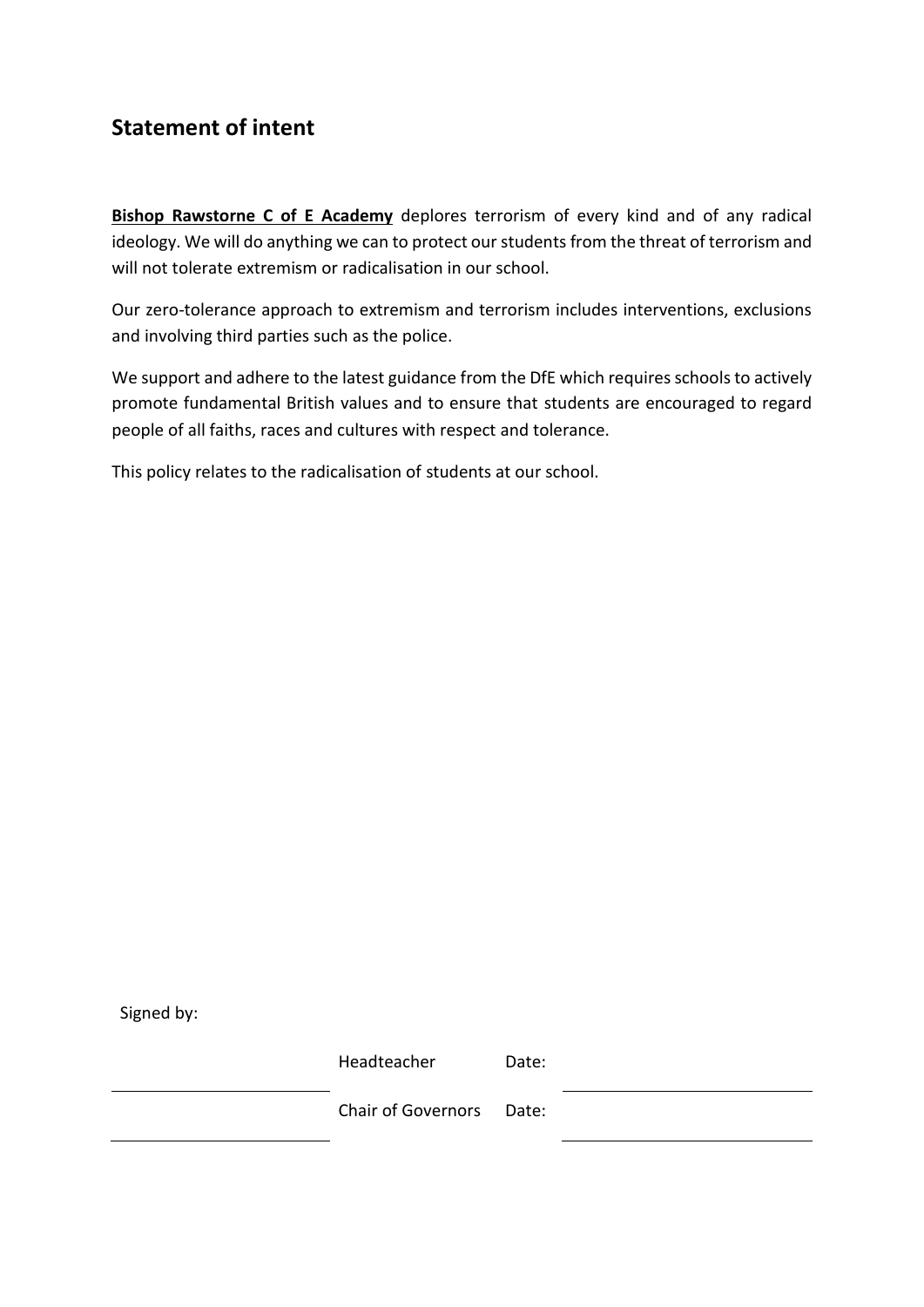## Statement of intent

**Bishop Rawstorne C of E Academy** deplores terrorism of every kind and of any radical ideology. We will do anything we can to protect our students from the threat of terrorism and will not tolerate extremism or radicalisation in our school.

Our zero-tolerance approach to extremism and terrorism includes interventions, exclusions and involving third parties such as the police.

We support and adhere to the latest guidance from the DfE which requires schools to actively promote fundamental British values and to ensure that students are encouraged to regard people of all faiths, races and cultures with respect and tolerance.

This policy relates to the radicalisation of students at our school.

Signed by:

| | | | |
|---|---|---|---|
| ______________________ | Headteacher | Date: | ______________________ |
| ______________________ | Chair of Governors | Date: | ______________________ |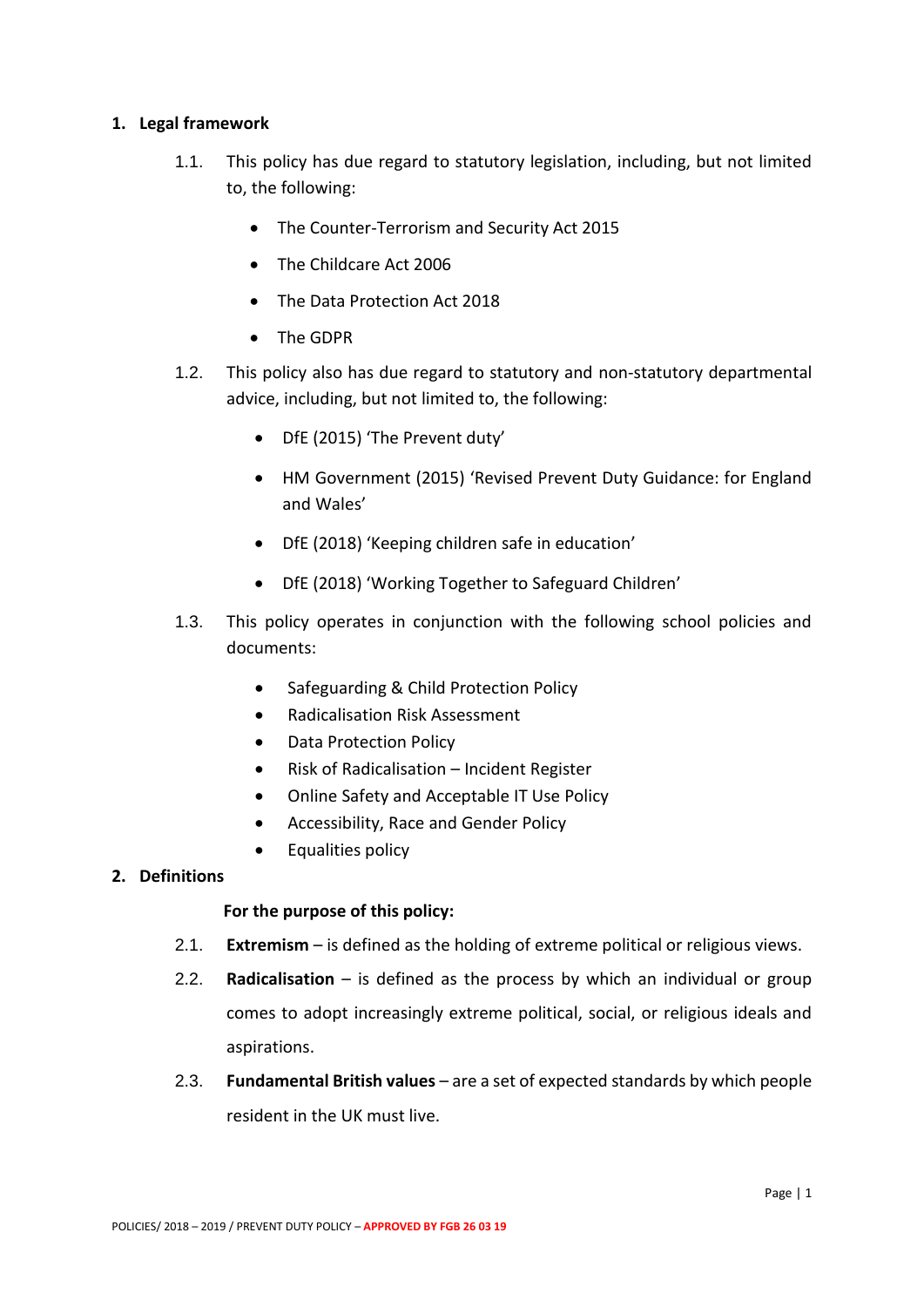## 1. Legal framework

1.1. This policy has due regard to statutory legislation, including, but not limited to, the following:

- The Counter-Terrorism and Security Act 2015
- The Childcare Act 2006
- The Data Protection Act 2018
- The GDPR

1.2. This policy also has due regard to statutory and non-statutory departmental advice, including, but not limited to, the following:

- DfE (2015) 'The Prevent duty'
- HM Government (2015) 'Revised Prevent Duty Guidance: for England and Wales'
- DfE (2018) 'Keeping children safe in education'
- DfE (2018) 'Working Together to Safeguard Children'

1.3. This policy operates in conjunction with the following school policies and documents:

- Safeguarding & Child Protection Policy
- Radicalisation Risk Assessment
- Data Protection Policy
- Risk of Radicalisation – Incident Register
- Online Safety and Acceptable IT Use Policy
- Accessibility, Race and Gender Policy
- Equalities policy

## 2. Definitions

**For the purpose of this policy:**

2.1. **Extremism** – is defined as the holding of extreme political or religious views.

2.2. **Radicalisation** – is defined as the process by which an individual or group comes to adopt increasingly extreme political, social, or religious ideals and aspirations.

2.3. **Fundamental British values** – are a set of expected standards by which people resident in the UK must live.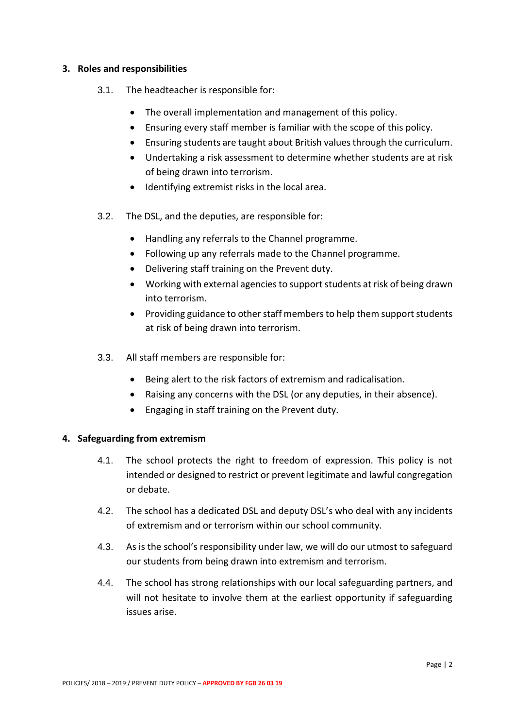## 3. Roles and responsibilities

3.1. The headteacher is responsible for:

- The overall implementation and management of this policy.
- Ensuring every staff member is familiar with the scope of this policy.
- Ensuring students are taught about British values through the curriculum.
- Undertaking a risk assessment to determine whether students are at risk of being drawn into terrorism.
- Identifying extremist risks in the local area.

3.2. The DSL, and the deputies, are responsible for:

- Handling any referrals to the Channel programme.
- Following up any referrals made to the Channel programme.
- Delivering staff training on the Prevent duty.
- Working with external agencies to support students at risk of being drawn into terrorism.
- Providing guidance to other staff members to help them support students at risk of being drawn into terrorism.

3.3. All staff members are responsible for:

- Being alert to the risk factors of extremism and radicalisation.
- Raising any concerns with the DSL (or any deputies, in their absence).
- Engaging in staff training on the Prevent duty.

## 4. Safeguarding from extremism

4.1. The school protects the right to freedom of expression. This policy is not intended or designed to restrict or prevent legitimate and lawful congregation or debate.

4.2. The school has a dedicated DSL and deputy DSL's who deal with any incidents of extremism and or terrorism within our school community.

4.3. As is the school's responsibility under law, we will do our utmost to safeguard our students from being drawn into extremism and terrorism.

4.4. The school has strong relationships with our local safeguarding partners, and will not hesitate to involve them at the earliest opportunity if safeguarding issues arise.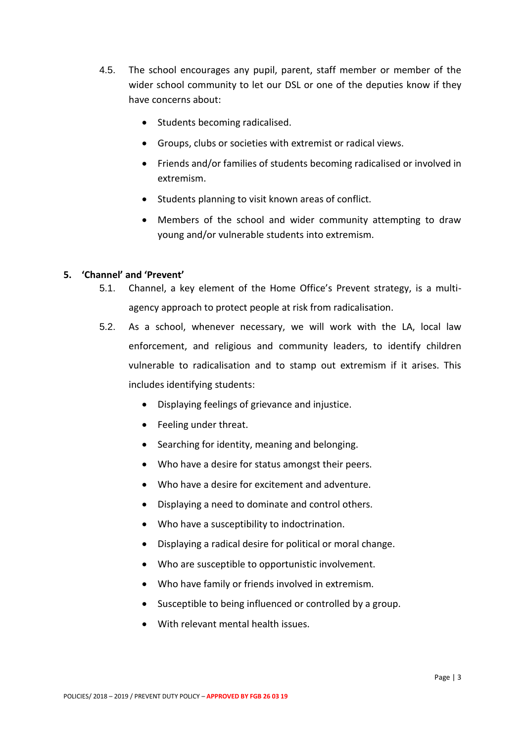4.5. The school encourages any pupil, parent, staff member or member of the wider school community to let our DSL or one of the deputies know if they have concerns about:

- Students becoming radicalised.
- Groups, clubs or societies with extremist or radical views.
- Friends and/or families of students becoming radicalised or involved in extremism.
- Students planning to visit known areas of conflict.
- Members of the school and wider community attempting to draw young and/or vulnerable students into extremism.

## 5. 'Channel' and 'Prevent'

5.1. Channel, a key element of the Home Office's Prevent strategy, is a multi-agency approach to protect people at risk from radicalisation.

5.2. As a school, whenever necessary, we will work with the LA, local law enforcement, and religious and community leaders, to identify children vulnerable to radicalisation and to stamp out extremism if it arises. This includes identifying students:

- Displaying feelings of grievance and injustice.
- Feeling under threat.
- Searching for identity, meaning and belonging.
- Who have a desire for status amongst their peers.
- Who have a desire for excitement and adventure.
- Displaying a need to dominate and control others.
- Who have a susceptibility to indoctrination.
- Displaying a radical desire for political or moral change.
- Who are susceptible to opportunistic involvement.
- Who have family or friends involved in extremism.
- Susceptible to being influenced or controlled by a group.
- With relevant mental health issues.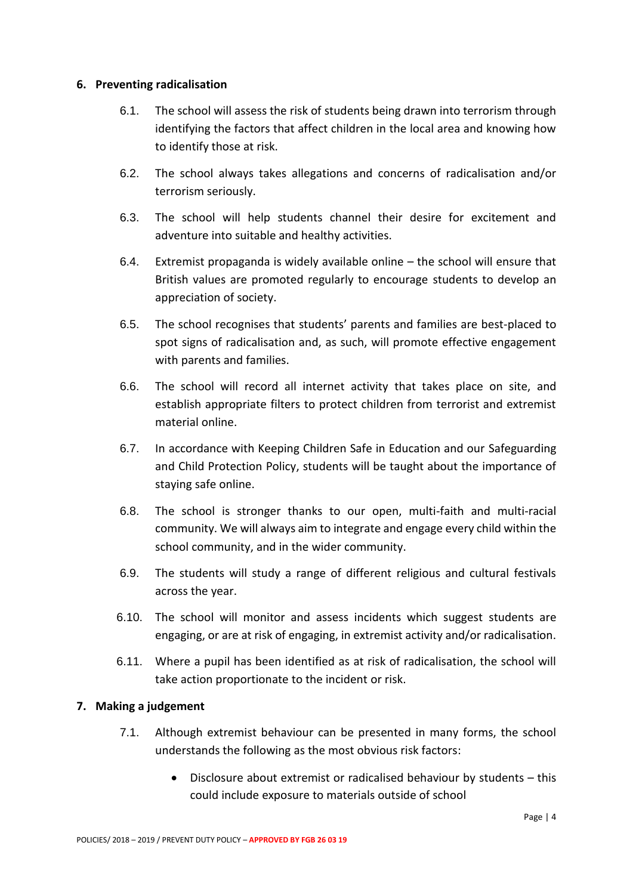## 6. Preventing radicalisation

6.1. The school will assess the risk of students being drawn into terrorism through identifying the factors that affect children in the local area and knowing how to identify those at risk.

6.2. The school always takes allegations and concerns of radicalisation and/or terrorism seriously.

6.3. The school will help students channel their desire for excitement and adventure into suitable and healthy activities.

6.4. Extremist propaganda is widely available online – the school will ensure that British values are promoted regularly to encourage students to develop an appreciation of society.

6.5. The school recognises that students' parents and families are best-placed to spot signs of radicalisation and, as such, will promote effective engagement with parents and families.

6.6. The school will record all internet activity that takes place on site, and establish appropriate filters to protect children from terrorist and extremist material online.

6.7. In accordance with Keeping Children Safe in Education and our Safeguarding and Child Protection Policy, students will be taught about the importance of staying safe online.

6.8. The school is stronger thanks to our open, multi-faith and multi-racial community. We will always aim to integrate and engage every child within the school community, and in the wider community.

6.9. The students will study a range of different religious and cultural festivals across the year.

6.10. The school will monitor and assess incidents which suggest students are engaging, or are at risk of engaging, in extremist activity and/or radicalisation.

6.11. Where a pupil has been identified as at risk of radicalisation, the school will take action proportionate to the incident or risk.

## 7. Making a judgement

7.1. Although extremist behaviour can be presented in many forms, the school understands the following as the most obvious risk factors:

- Disclosure about extremist or radicalised behaviour by students – this could include exposure to materials outside of school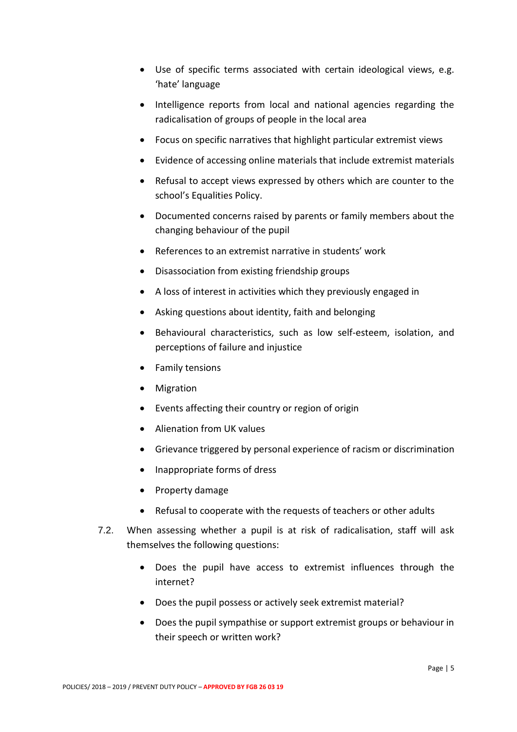- Use of specific terms associated with certain ideological views, e.g. 'hate' language
- Intelligence reports from local and national agencies regarding the radicalisation of groups of people in the local area
- Focus on specific narratives that highlight particular extremist views
- Evidence of accessing online materials that include extremist materials
- Refusal to accept views expressed by others which are counter to the school's Equalities Policy.
- Documented concerns raised by parents or family members about the changing behaviour of the pupil
- References to an extremist narrative in students' work
- Disassociation from existing friendship groups
- A loss of interest in activities which they previously engaged in
- Asking questions about identity, faith and belonging
- Behavioural characteristics, such as low self-esteem, isolation, and perceptions of failure and injustice
- Family tensions
- Migration
- Events affecting their country or region of origin
- Alienation from UK values
- Grievance triggered by personal experience of racism or discrimination
- Inappropriate forms of dress
- Property damage
- Refusal to cooperate with the requests of teachers or other adults

7.2. When assessing whether a pupil is at risk of radicalisation, staff will ask themselves the following questions:

- Does the pupil have access to extremist influences through the internet?
- Does the pupil possess or actively seek extremist material?
- Does the pupil sympathise or support extremist groups or behaviour in their speech or written work?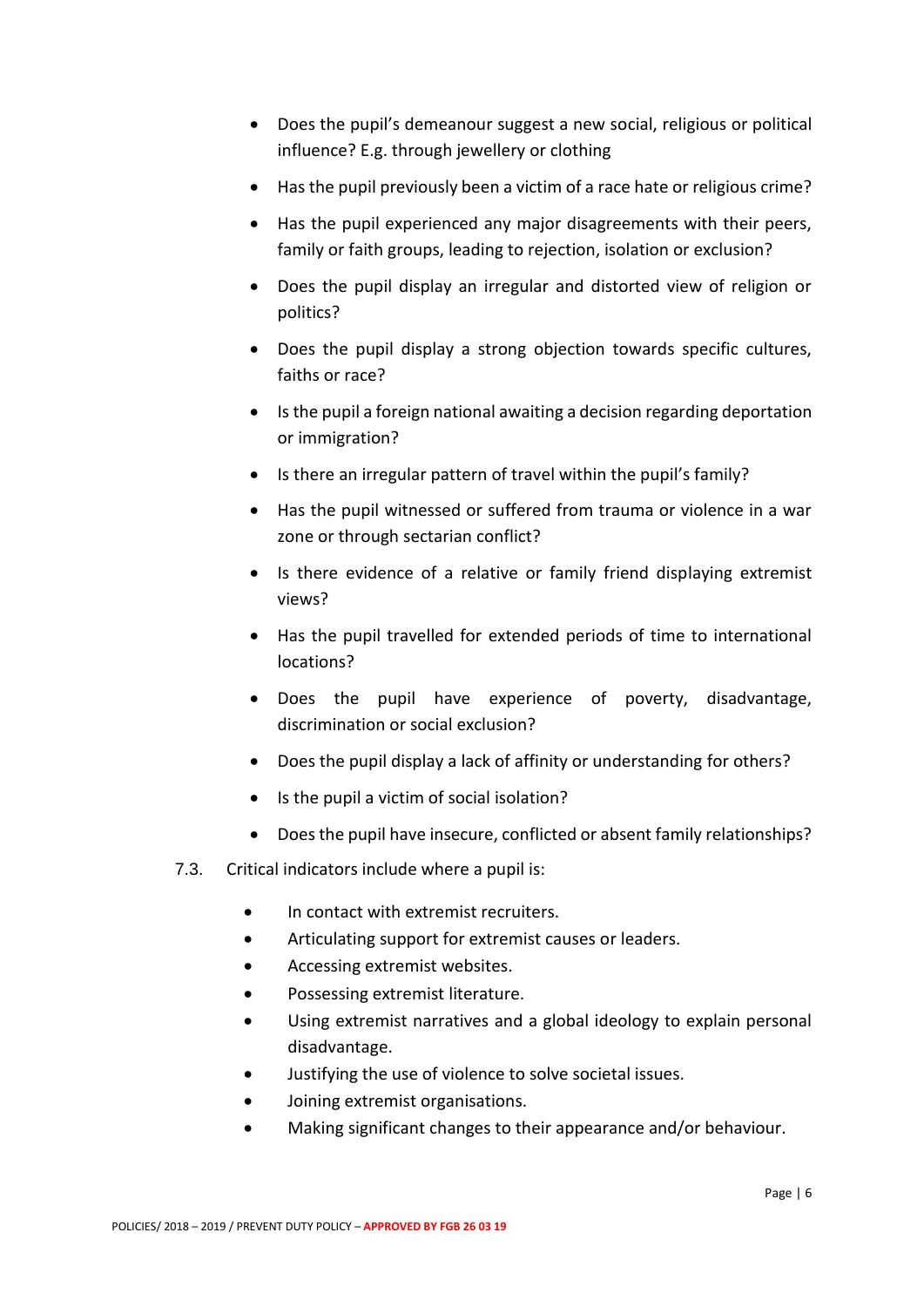- Does the pupil's demeanour suggest a new social, religious or political influence? E.g. through jewellery or clothing
- Has the pupil previously been a victim of a race hate or religious crime?
- Has the pupil experienced any major disagreements with their peers, family or faith groups, leading to rejection, isolation or exclusion?
- Does the pupil display an irregular and distorted view of religion or politics?
- Does the pupil display a strong objection towards specific cultures, faiths or race?
- Is the pupil a foreign national awaiting a decision regarding deportation or immigration?
- Is there an irregular pattern of travel within the pupil's family?
- Has the pupil witnessed or suffered from trauma or violence in a war zone or through sectarian conflict?
- Is there evidence of a relative or family friend displaying extremist views?
- Has the pupil travelled for extended periods of time to international locations?
- Does the pupil have experience of poverty, disadvantage, discrimination or social exclusion?
- Does the pupil display a lack of affinity or understanding for others?
- Is the pupil a victim of social isolation?
- Does the pupil have insecure, conflicted or absent family relationships?

7.3. Critical indicators include where a pupil is:

- In contact with extremist recruiters.
- Articulating support for extremist causes or leaders.
- Accessing extremist websites.
- Possessing extremist literature.
- Using extremist narratives and a global ideology to explain personal disadvantage.
- Justifying the use of violence to solve societal issues.
- Joining extremist organisations.
- Making significant changes to their appearance and/or behaviour.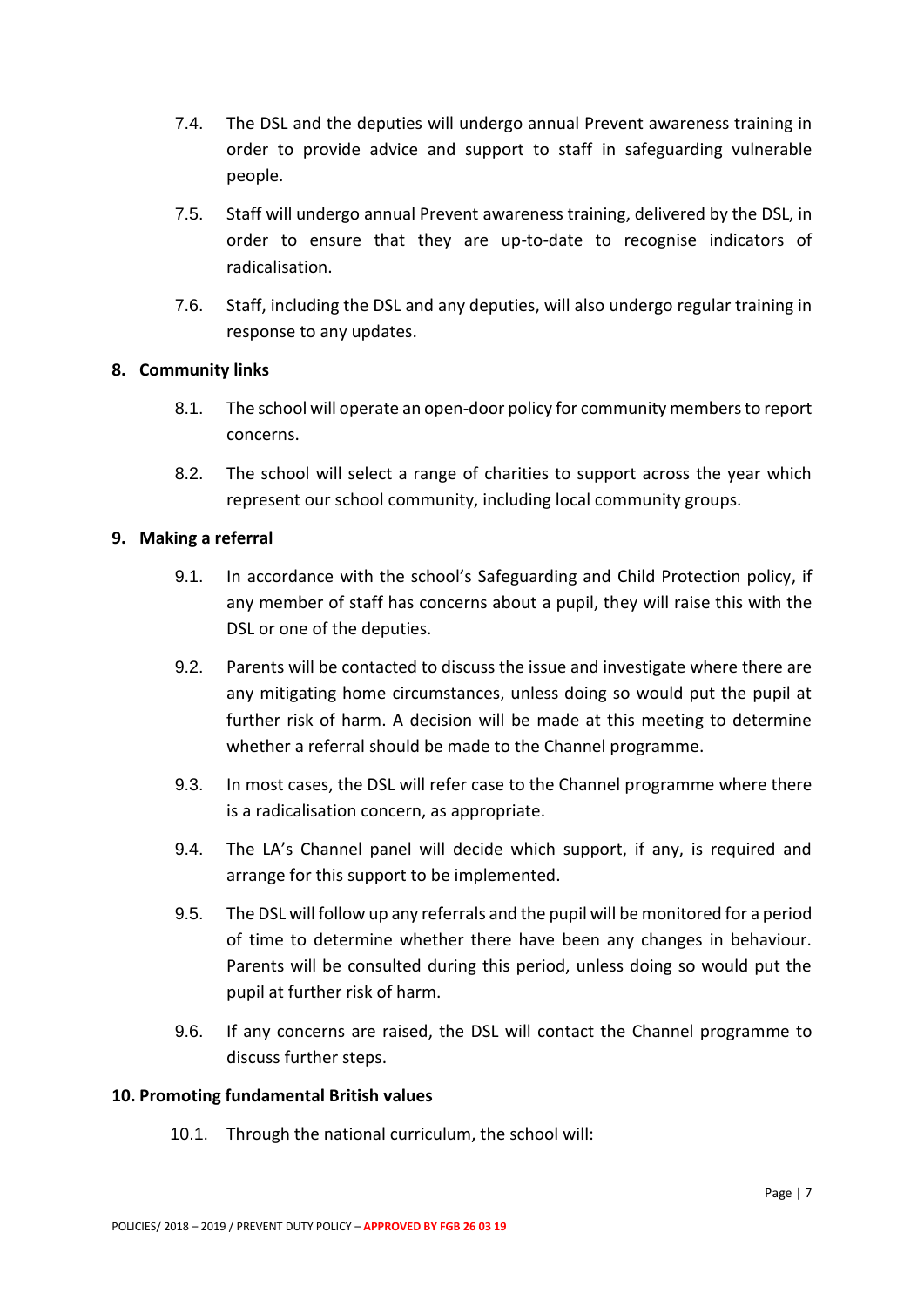7.4. The DSL and the deputies will undergo annual Prevent awareness training in order to provide advice and support to staff in safeguarding vulnerable people.

7.5. Staff will undergo annual Prevent awareness training, delivered by the DSL, in order to ensure that they are up-to-date to recognise indicators of radicalisation.

7.6. Staff, including the DSL and any deputies, will also undergo regular training in response to any updates.

## 8. Community links

8.1. The school will operate an open-door policy for community members to report concerns.

8.2. The school will select a range of charities to support across the year which represent our school community, including local community groups.

## 9. Making a referral

9.1. In accordance with the school's Safeguarding and Child Protection policy, if any member of staff has concerns about a pupil, they will raise this with the DSL or one of the deputies.

9.2. Parents will be contacted to discuss the issue and investigate where there are any mitigating home circumstances, unless doing so would put the pupil at further risk of harm. A decision will be made at this meeting to determine whether a referral should be made to the Channel programme.

9.3. In most cases, the DSL will refer case to the Channel programme where there is a radicalisation concern, as appropriate.

9.4. The LA's Channel panel will decide which support, if any, is required and arrange for this support to be implemented.

9.5. The DSL will follow up any referrals and the pupil will be monitored for a period of time to determine whether there have been any changes in behaviour. Parents will be consulted during this period, unless doing so would put the pupil at further risk of harm.

9.6. If any concerns are raised, the DSL will contact the Channel programme to discuss further steps.

## 10. Promoting fundamental British values

10.1. Through the national curriculum, the school will: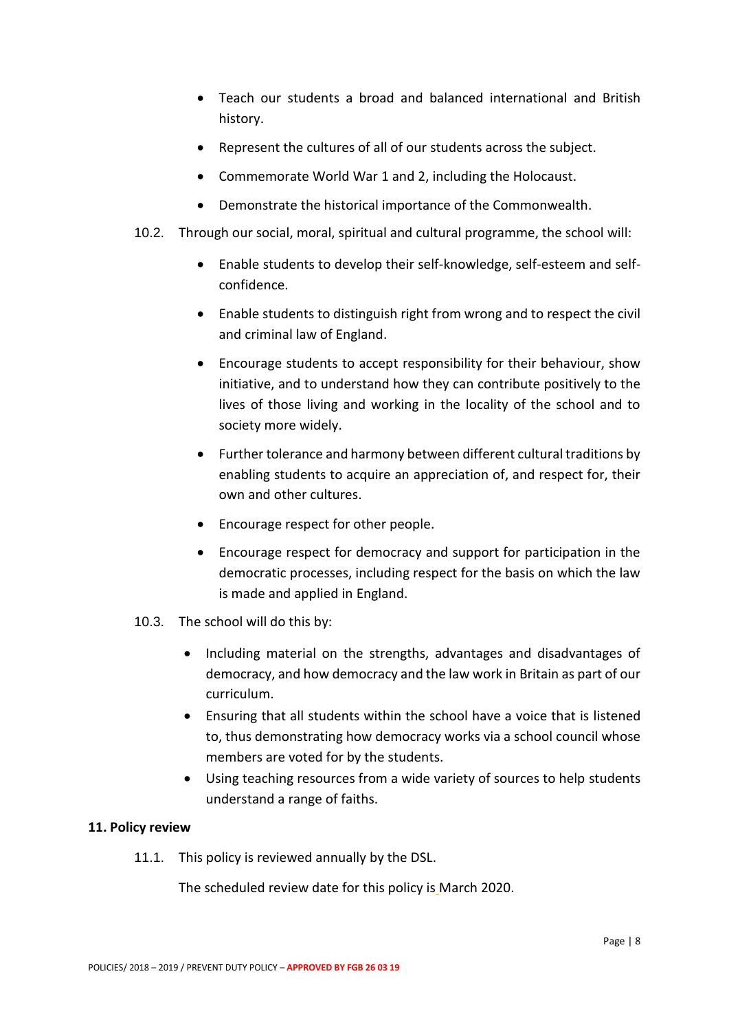- Teach our students a broad and balanced international and British history.
- Represent the cultures of all of our students across the subject.
- Commemorate World War 1 and 2, including the Holocaust.
- Demonstrate the historical importance of the Commonwealth.

10.2. Through our social, moral, spiritual and cultural programme, the school will:

- Enable students to develop their self-knowledge, self-esteem and self-confidence.
- Enable students to distinguish right from wrong and to respect the civil and criminal law of England.
- Encourage students to accept responsibility for their behaviour, show initiative, and to understand how they can contribute positively to the lives of those living and working in the locality of the school and to society more widely.
- Further tolerance and harmony between different cultural traditions by enabling students to acquire an appreciation of, and respect for, their own and other cultures.
- Encourage respect for other people.
- Encourage respect for democracy and support for participation in the democratic processes, including respect for the basis on which the law is made and applied in England.

10.3. The school will do this by:

- Including material on the strengths, advantages and disadvantages of democracy, and how democracy and the law work in Britain as part of our curriculum.
- Ensuring that all students within the school have a voice that is listened to, thus demonstrating how democracy works via a school council whose members are voted for by the students.
- Using teaching resources from a wide variety of sources to help students understand a range of faiths.

**11. Policy review**

11.1. This policy is reviewed annually by the DSL.

The scheduled review date for this policy is March 2020.